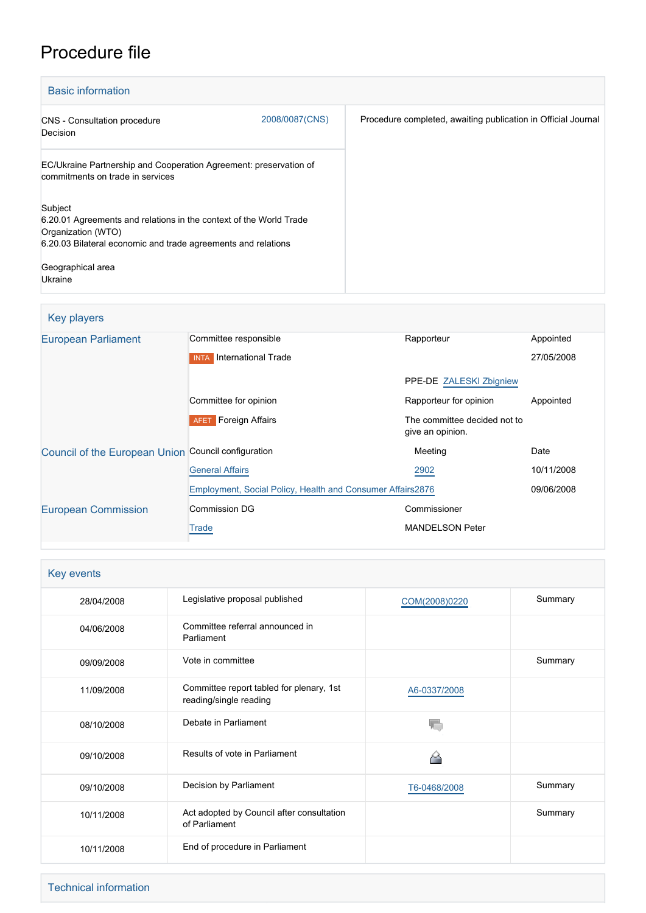# Procedure file

## Basic information

| | | |
|---|---|---|
| CNS - Consultation procedure<br>Decision | 2008/0087(CNS) | Procedure completed, awaiting publication in Official Journal |

EC/Ukraine Partnership and Cooperation Agreement: preservation of commitments on trade in services

Subject
6.20.01 Agreements and relations in the context of the World Trade Organization (WTO)
6.20.03 Bilateral economic and trade agreements and relations

Geographical area
Ukraine

## Key players

| | | | |
|---|---|---|---|
| European Parliament | Committee responsible | Rapporteur | Appointed |
| | INTA International Trade | | 27/05/2008 |
| | | PPE-DE ZALESKI Zbigniew | |
| | Committee for opinion | Rapporteur for opinion | Appointed |
| | AFET Foreign Affairs | The committee decided not to give an opinion. | |
| Council of the European Union | Council configuration | Meeting | Date |
| | General Affairs | 2902 | 10/11/2008 |
| | Employment, Social Policy, Health and Consumer Affairs | 2876 | 09/06/2008 |
| European Commission | Commission DG | Commissioner | |
| | Trade | MANDELSON Peter | |

## Key events

| | | | |
|---|---|---|---|
| 28/04/2008 | Legislative proposal published | COM(2008)0220 | Summary |
| 04/06/2008 | Committee referral announced in Parliament | | |
| 09/09/2008 | Vote in committee | | Summary |
| 11/09/2008 | Committee report tabled for plenary, 1st reading/single reading | A6-0337/2008 | |
| 08/10/2008 | Debate in Parliament | | |
| 09/10/2008 | Results of vote in Parliament | | |
| 09/10/2008 | Decision by Parliament | T6-0468/2008 | Summary |
| 10/11/2008 | Act adopted by Council after consultation of Parliament | | Summary |
| 10/11/2008 | End of procedure in Parliament | | |

## Technical information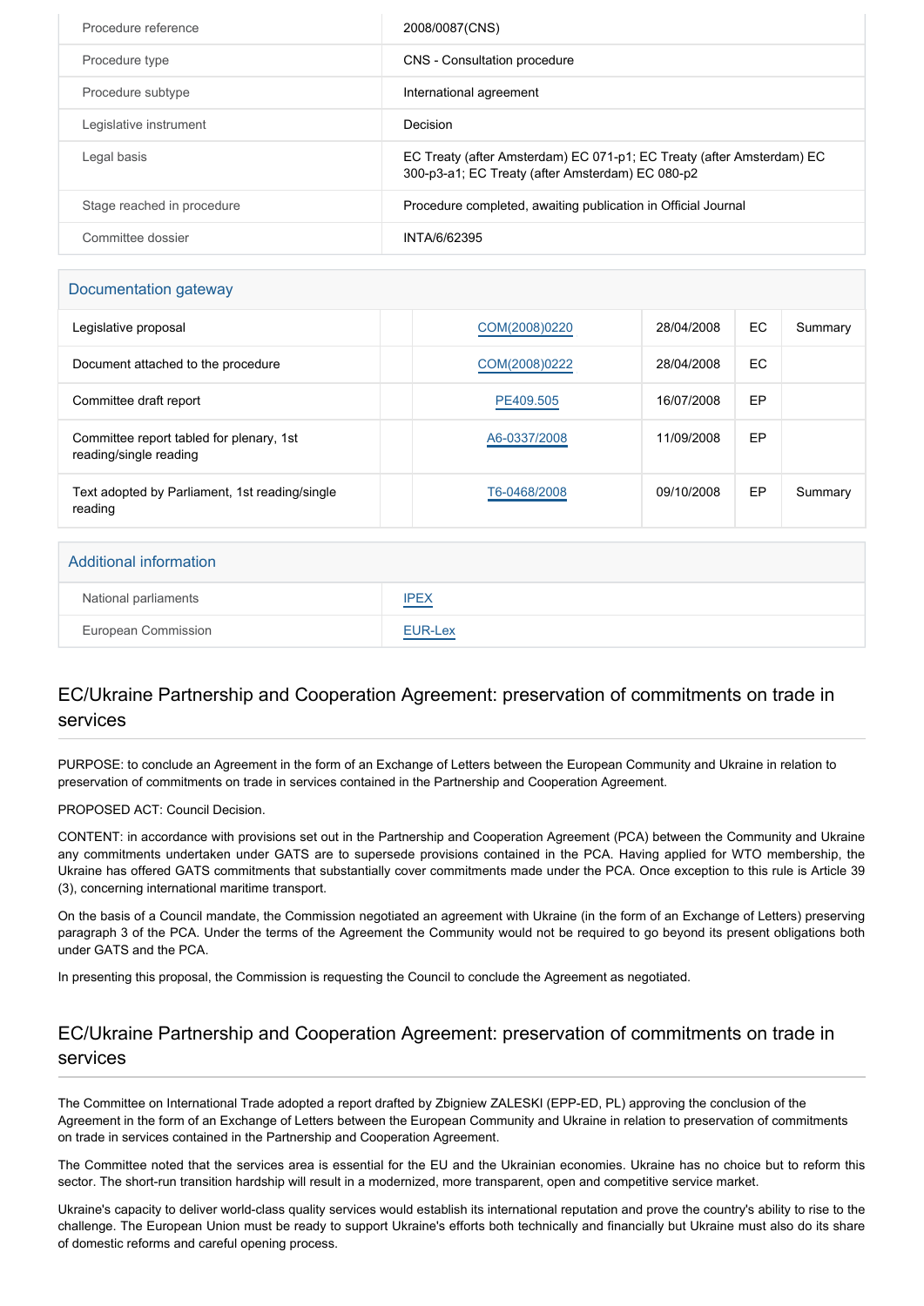| Procedure reference | 2008/0087(CNS) |
|---|---|
| Procedure type | CNS - Consultation procedure |
| Procedure subtype | International agreement |
| Legislative instrument | Decision |
| Legal basis | EC Treaty (after Amsterdam) EC 071-p1; EC Treaty (after Amsterdam) EC 300-p3-a1; EC Treaty (after Amsterdam) EC 080-p2 |
| Stage reached in procedure | Procedure completed, awaiting publication in Official Journal |
| Committee dossier | INTA/6/62395 |

## Documentation gateway

| | | | | | |
|---|---|---|---|---|---|
| Legislative proposal | | COM(2008)0220 | 28/04/2008 | EC | Summary |
| Document attached to the procedure | | COM(2008)0222 | 28/04/2008 | EC | |
| Committee draft report | | PE409.505 | 16/07/2008 | EP | |
| Committee report tabled for plenary, 1st reading/single reading | | A6-0337/2008 | 11/09/2008 | EP | |
| Text adopted by Parliament, 1st reading/single reading | | T6-0468/2008 | 09/10/2008 | EP | Summary |

## Additional information

| | |
|---|---|
| National parliaments | IPEX |
| European Commission | EUR-Lex |

## EC/Ukraine Partnership and Cooperation Agreement: preservation of commitments on trade in services

PURPOSE: to conclude an Agreement in the form of an Exchange of Letters between the European Community and Ukraine in relation to preservation of commitments on trade in services contained in the Partnership and Cooperation Agreement.

PROPOSED ACT: Council Decision.

CONTENT: in accordance with provisions set out in the Partnership and Cooperation Agreement (PCA) between the Community and Ukraine any commitments undertaken under GATS are to supersede provisions contained in the PCA. Having applied for WTO membership, the Ukraine has offered GATS commitments that substantially cover commitments made under the PCA. Once exception to this rule is Article 39 (3), concerning international maritime transport.

On the basis of a Council mandate, the Commission negotiated an agreement with Ukraine (in the form of an Exchange of Letters) preserving paragraph 3 of the PCA. Under the terms of the Agreement the Community would not be required to go beyond its present obligations both under GATS and the PCA.

In presenting this proposal, the Commission is requesting the Council to conclude the Agreement as negotiated.

## EC/Ukraine Partnership and Cooperation Agreement: preservation of commitments on trade in services

The Committee on International Trade adopted a report drafted by Zbigniew ZALESKI (EPP-ED, PL) approving the conclusion of the Agreement in the form of an Exchange of Letters between the European Community and Ukraine in relation to preservation of commitments on trade in services contained in the Partnership and Cooperation Agreement.

The Committee noted that the services area is essential for the EU and the Ukrainian economies. Ukraine has no choice but to reform this sector. The short-run transition hardship will result in a modernized, more transparent, open and competitive service market.

Ukraine's capacity to deliver world-class quality services would establish its international reputation and prove the country's ability to rise to the challenge. The European Union must be ready to support Ukraine's efforts both technically and financially but Ukraine must also do its share of domestic reforms and careful opening process.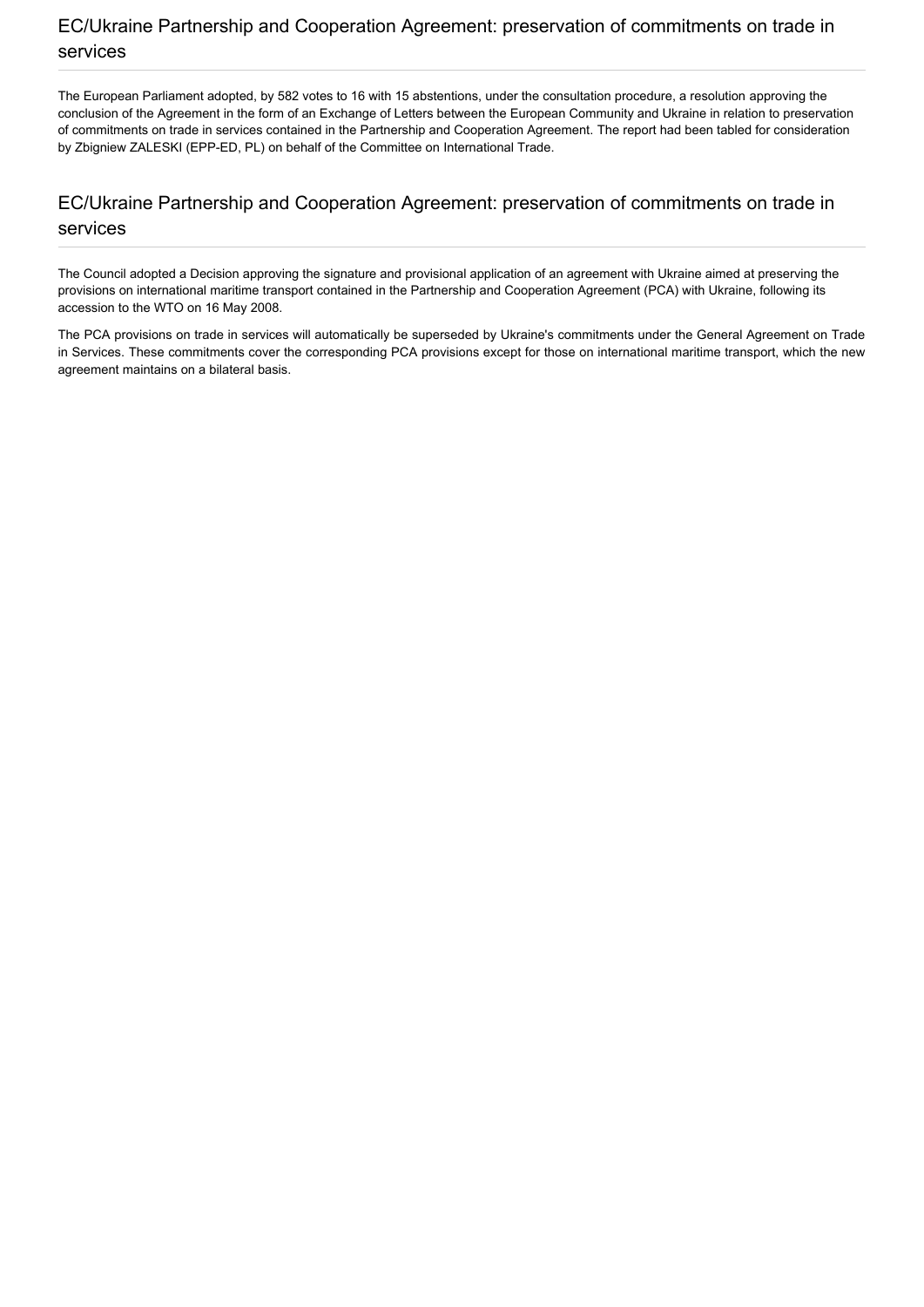## EC/Ukraine Partnership and Cooperation Agreement: preservation of commitments on trade in services

The European Parliament adopted, by 582 votes to 16 with 15 abstentions, under the consultation procedure, a resolution approving the conclusion of the Agreement in the form of an Exchange of Letters between the European Community and Ukraine in relation to preservation of commitments on trade in services contained in the Partnership and Cooperation Agreement. The report had been tabled for consideration by Zbigniew ZALESKI (EPP-ED, PL) on behalf of the Committee on International Trade.

## EC/Ukraine Partnership and Cooperation Agreement: preservation of commitments on trade in services

The Council adopted a Decision approving the signature and provisional application of an agreement with Ukraine aimed at preserving the provisions on international maritime transport contained in the Partnership and Cooperation Agreement (PCA) with Ukraine, following its accession to the WTO on 16 May 2008.

The PCA provisions on trade in services will automatically be superseded by Ukraine's commitments under the General Agreement on Trade in Services. These commitments cover the corresponding PCA provisions except for those on international maritime transport, which the new agreement maintains on a bilateral basis.